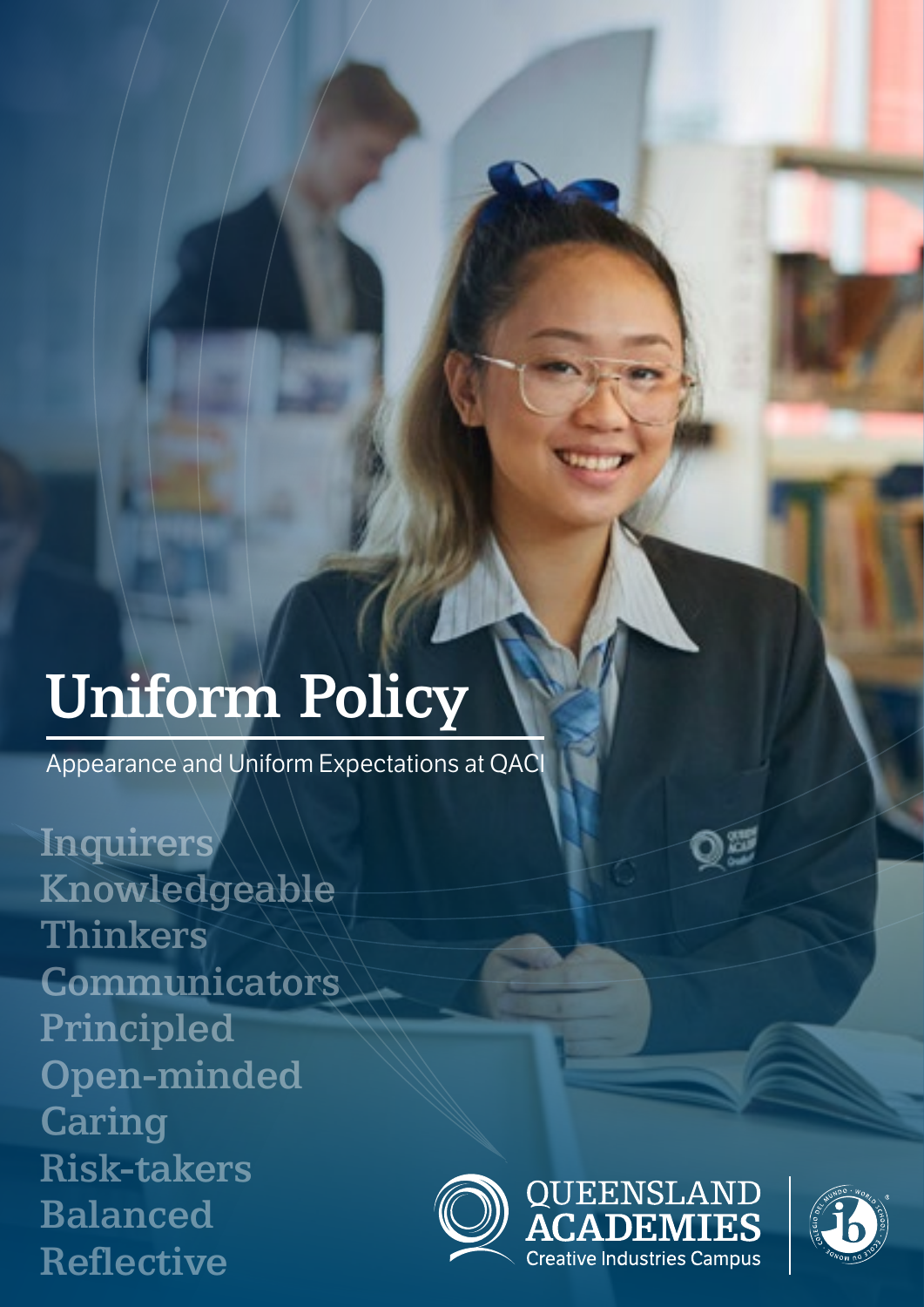# Uniform Policy

Appearance and Uniform Expectations at QACI

Inquirers
Knowledgeable
Thinkers
Communicators
Principled
Open-minded
Caring
Risk-takers
Balanced
Reflective

QUEENSLAND ACADEMIES
Creative Industries Campus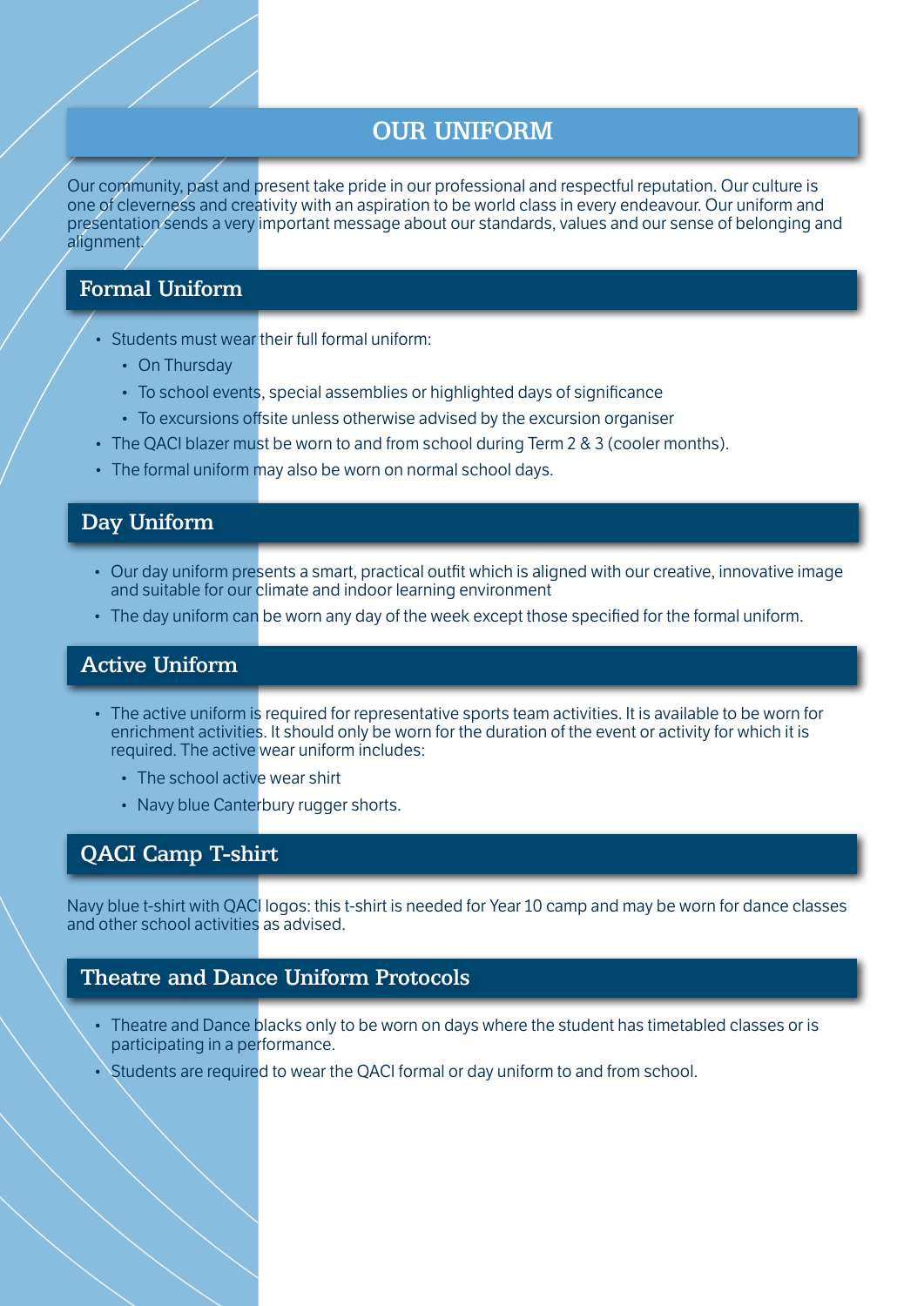# OUR UNIFORM

Our community, past and present take pride in our professional and respectful reputation. Our culture is one of cleverness and creativity with an aspiration to be world class in every endeavour. Our uniform and presentation sends a very important message about our standards, values and our sense of belonging and alignment.

## Formal Uniform

- Students must wear their full formal uniform:
  - On Thursday
  - To school events, special assemblies or highlighted days of significance
  - To excursions offsite unless otherwise advised by the excursion organiser
- The QACI blazer must be worn to and from school during Term 2 & 3 (cooler months).
- The formal uniform may also be worn on normal school days.

## Day Uniform

- Our day uniform presents a smart, practical outfit which is aligned with our creative, innovative image and suitable for our climate and indoor learning environment
- The day uniform can be worn any day of the week except those specified for the formal uniform.

## Active Uniform

- The active uniform is required for representative sports team activities. It is available to be worn for enrichment activities. It should only be worn for the duration of the event or activity for which it is required. The active wear uniform includes:
  - The school active wear shirt
  - Navy blue Canterbury rugger shorts.

## QACI Camp T-shirt

Navy blue t-shirt with QACI logos: this t-shirt is needed for Year 10 camp and may be worn for dance classes and other school activities as advised.

## Theatre and Dance Uniform Protocols

- Theatre and Dance blacks only to be worn on days where the student has timetabled classes or is participating in a performance.
- Students are required to wear the QACI formal or day uniform to and from school.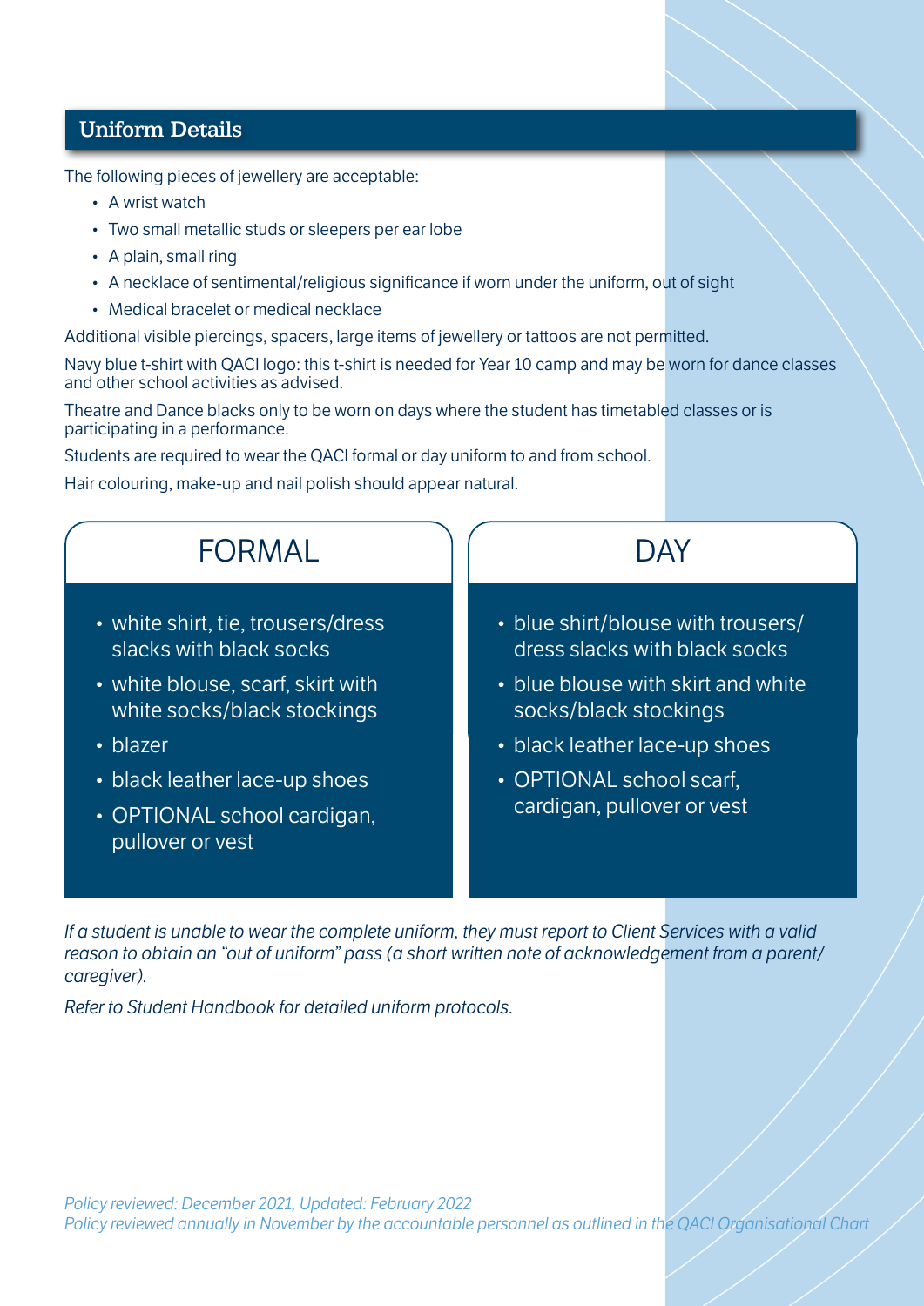## Uniform Details

The following pieces of jewellery are acceptable:

- A wrist watch
- Two small metallic studs or sleepers per ear lobe
- A plain, small ring
- A necklace of sentimental/religious significance if worn under the uniform, out of sight
- Medical bracelet or medical necklace

Additional visible piercings, spacers, large items of jewellery or tattoos are not permitted.

Navy blue t-shirt with QACI logo: this t-shirt is needed for Year 10 camp and may be worn for dance classes and other school activities as advised.

Theatre and Dance blacks only to be worn on days where the student has timetabled classes or is participating in a performance.

Students are required to wear the QACI formal or day uniform to and from school.

Hair colouring, make-up and nail polish should appear natural.

### FORMAL

- white shirt, tie, trousers/dress slacks with black socks
- white blouse, scarf, skirt with white socks/black stockings
- blazer
- black leather lace-up shoes
- OPTIONAL school cardigan, pullover or vest

### DAY

- blue shirt/blouse with trousers/ dress slacks with black socks
- blue blouse with skirt and white socks/black stockings
- black leather lace-up shoes
- OPTIONAL school scarf, cardigan, pullover or vest

*If a student is unable to wear the complete uniform, they must report to Client Services with a valid reason to obtain an "out of uniform" pass (a short written note of acknowledgement from a parent/ caregiver).*

*Refer to Student Handbook for detailed uniform protocols.*

*Policy reviewed: December 2021, Updated: February 2022*
*Policy reviewed annually in November by the accountable personnel as outlined in the QACI Organisational Chart*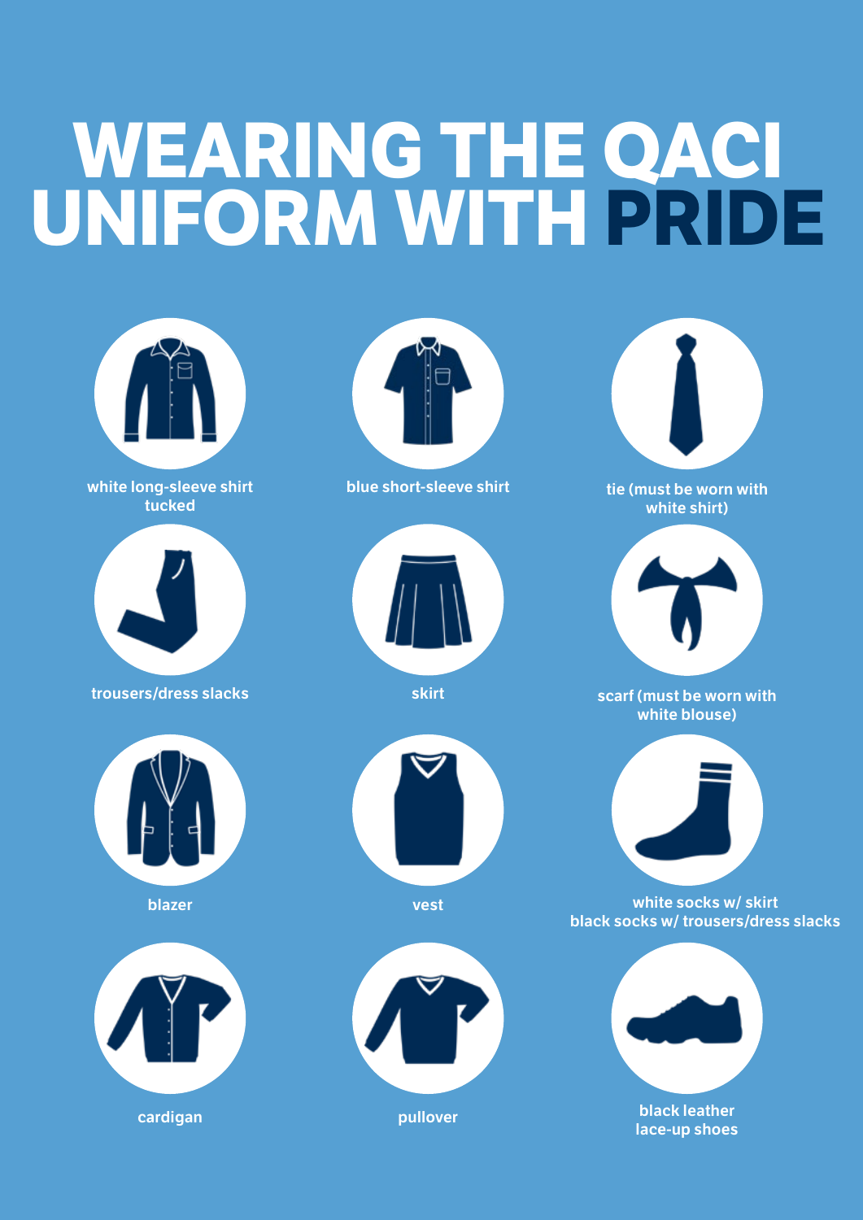# WEARING THE QACI UNIFORM WITH PRIDE

white long-sleeve shirt tucked

blue short-sleeve shirt

tie (must be worn with white shirt)

trousers/dress slacks

skirt

scarf (must be worn with white blouse)

blazer

vest

white socks w/ skirt
black socks w/ trousers/dress slacks

cardigan

pullover

black leather lace-up shoes